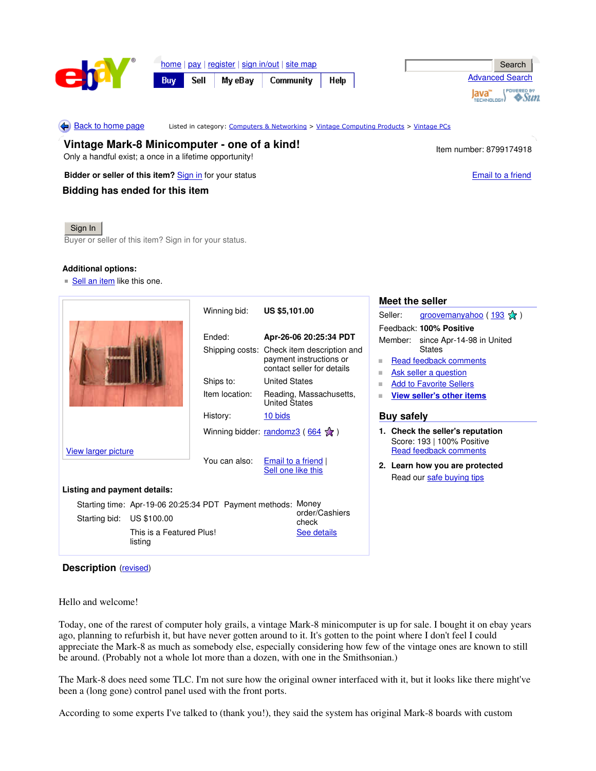home | pay | register | sign in/out | site map

Buy | Sell | My eBay | Community | Help

Search

Advanced Search

Back to home page

Listed in category: Computers & Networking > Vintage Computing Products > Vintage PCs

# Vintage Mark-8 Minicomputer - one of a kind!

Only a handful exist; a once in a lifetime opportunity!

Item number: 8799174918

**Bidder or seller of this item?** Sign in for your status

Email to a friend

## Bidding has ended for this item

Sign In

Buyer or seller of this item? Sign in for your status.

**Additional options:**

- Sell an item like this one.

View larger picture

| | |
|---|---|
| Winning bid: | **US $5,101.00** |
| Ended: | **Apr-26-06 20:25:34 PDT** |
| Shipping costs: | Check item description and payment instructions or contact seller for details |
| Ships to: | United States |
| Item location: | Reading, Massachusetts, United States |
| History: | 10 bids |
| Winning bidder: | randomz3 ( 664 ) |
| You can also: | Email to a friend \| Sell one like this |

**Listing and payment details:**

| | | | |
|---|---|---|---|
| Starting time: | Apr-19-06 20:25:34 PDT | Payment methods: | Money order/Cashiers check |
| Starting bid: | US $100.00 | | See details |
| | This is a Featured Plus! listing | | |

## Meet the seller

Seller: groovemanyahoo ( 193 )

Feedback: **100% Positive**

Member: since Apr-14-98 in United States

- Read feedback comments
- Ask seller a question
- Add to Favorite Sellers
- **View seller's other items**

## Buy safely

1. **Check the seller's reputation**
   Score: 193 | 100% Positive
   Read feedback comments
2. **Learn how you are protected**
   Read our safe buying tips

## Description (revised)

Hello and welcome!

Today, one of the rarest of computer holy grails, a vintage Mark-8 minicomputer is up for sale. I bought it on ebay years ago, planning to refurbish it, but have never gotten around to it. It's gotten to the point where I don't feel I could appreciate the Mark-8 as much as somebody else, especially considering how few of the vintage ones are known to still be around. (Probably not a whole lot more than a dozen, with one in the Smithsonian.)

The Mark-8 does need some TLC. I'm not sure how the original owner interfaced with it, but it looks like there might've been a (long gone) control panel used with the front ports.

According to some experts I've talked to (thank you!), they said the system has original Mark-8 boards with custom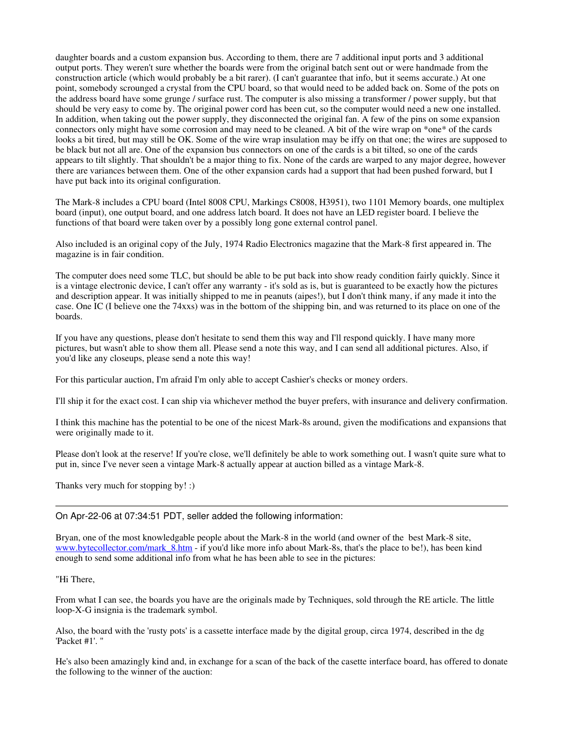daughter boards and a custom expansion bus. According to them, there are 7 additional input ports and 3 additional output ports. They weren't sure whether the boards were from the original batch sent out or were handmade from the construction article (which would probably be a bit rarer). (I can't guarantee that info, but it seems accurate.) At one point, somebody scrounged a crystal from the CPU board, so that would need to be added back on. Some of the pots on the address board have some grunge / surface rust. The computer is also missing a transformer / power supply, but that should be very easy to come by. The original power cord has been cut, so the computer would need a new one installed. In addition, when taking out the power supply, they disconnected the original fan. A few of the pins on some expansion connectors only might have some corrosion and may need to be cleaned. A bit of the wire wrap on *one* of the cards looks a bit tired, but may still be OK. Some of the wire wrap insulation may be iffy on that one; the wires are supposed to be black but not all are. One of the expansion bus connectors on one of the cards is a bit tilted, so one of the cards appears to tilt slightly. That shouldn't be a major thing to fix. None of the cards are warped to any major degree, however there are variances between them. One of the other expansion cards had a support that had been pushed forward, but I have put back into its original configuration.

The Mark-8 includes a CPU board (Intel 8008 CPU, Markings C8008, H3951), two 1101 Memory boards, one multiplex board (input), one output board, and one address latch board. It does not have an LED register board. I believe the functions of that board were taken over by a possibly long gone external control panel.

Also included is an original copy of the July, 1974 Radio Electronics magazine that the Mark-8 first appeared in. The magazine is in fair condition.

The computer does need some TLC, but should be able to be put back into show ready condition fairly quickly. Since it is a vintage electronic device, I can't offer any warranty - it's sold as is, but is guaranteed to be exactly how the pictures and description appear. It was initially shipped to me in peanuts (aipes!), but I don't think many, if any made it into the case. One IC (I believe one the 74xxs) was in the bottom of the shipping bin, and was returned to its place on one of the boards.

If you have any questions, please don't hesitate to send them this way and I'll respond quickly. I have many more pictures, but wasn't able to show them all. Please send a note this way, and I can send all additional pictures. Also, if you'd like any closeups, please send a note this way!

For this particular auction, I'm afraid I'm only able to accept Cashier's checks or money orders.

I'll ship it for the exact cost. I can ship via whichever method the buyer prefers, with insurance and delivery confirmation.

I think this machine has the potential to be one of the nicest Mark-8s around, given the modifications and expansions that were originally made to it.

Please don't look at the reserve! If you're close, we'll definitely be able to work something out. I wasn't quite sure what to put in, since I've never seen a vintage Mark-8 actually appear at auction billed as a vintage Mark-8.

Thanks very much for stopping by! :)

---

On Apr-22-06 at 07:34:51 PDT, seller added the following information:

Bryan, one of the most knowledgable people about the Mark-8 in the world (and owner of the best Mark-8 site, www.bytecollector.com/mark_8.htm - if you'd like more info about Mark-8s, that's the place to be!), has been kind enough to send some additional info from what he has been able to see in the pictures:

"Hi There,

From what I can see, the boards you have are the originals made by Techniques, sold through the RE article. The little loop-X-G insignia is the trademark symbol.

Also, the board with the 'rusty pots' is a cassette interface made by the digital group, circa 1974, described in the dg 'Packet #1'. "

He's also been amazingly kind and, in exchange for a scan of the back of the casette interface board, has offered to donate the following to the winner of the auction: